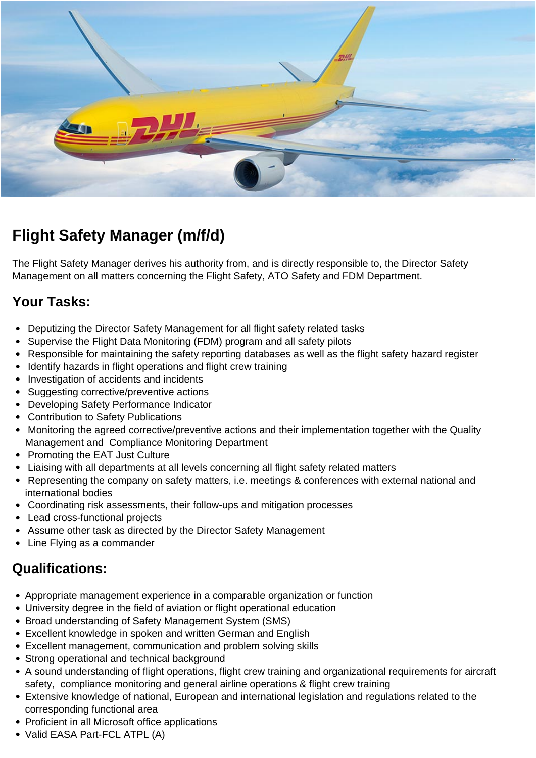# Flight Safety Manager (m/f/d)

The Flight Safety Manager derives his authority from, and is directly responsible to, the Director Safety Management on all matters concerning the Flight Safety, ATO Safety and FDM Department.

## Your Tasks:

- Deputizing the Director Safety Management for all flight safety related tasks
- Supervise the Flight Data Monitoring (FDM) program and all safety pilots
- Responsible for maintaining the safety reporting databases as well as the flight safety hazard register
- Identify hazards in flight operations and flight crew training
- Investigation of accidents and incidents
- Suggesting corrective/preventive actions
- Developing Safety Performance Indicator
- Contribution to Safety Publications
- Monitoring the agreed corrective/preventive actions and their implementation together with the Quality Management and Compliance Monitoring Department
- Promoting the EAT Just Culture
- Liaising with all departments at all levels concerning all flight safety related matters
- Representing the company on safety matters, i.e. meetings & conferences with external national and international bodies
- Coordinating risk assessments, their follow-ups and mitigation processes
- Lead cross-functional projects
- Assume other task as directed by the Director Safety Management
- Line Flying as a commander

## Qualifications:

- Appropriate management experience in a comparable organization or function
- University degree in the field of aviation or flight operational education
- Broad understanding of Safety Management System (SMS)
- Excellent knowledge in spoken and written German and English
- Excellent management, communication and problem solving skills
- Strong operational and technical background
- A sound understanding of flight operations, flight crew training and organizational requirements for aircraft safety, compliance monitoring and general airline operations & flight crew training
- Extensive knowledge of national, European and international legislation and regulations related to the corresponding functional area
- Proficient in all Microsoft office applications
- Valid EASA Part-FCL ATPL (A)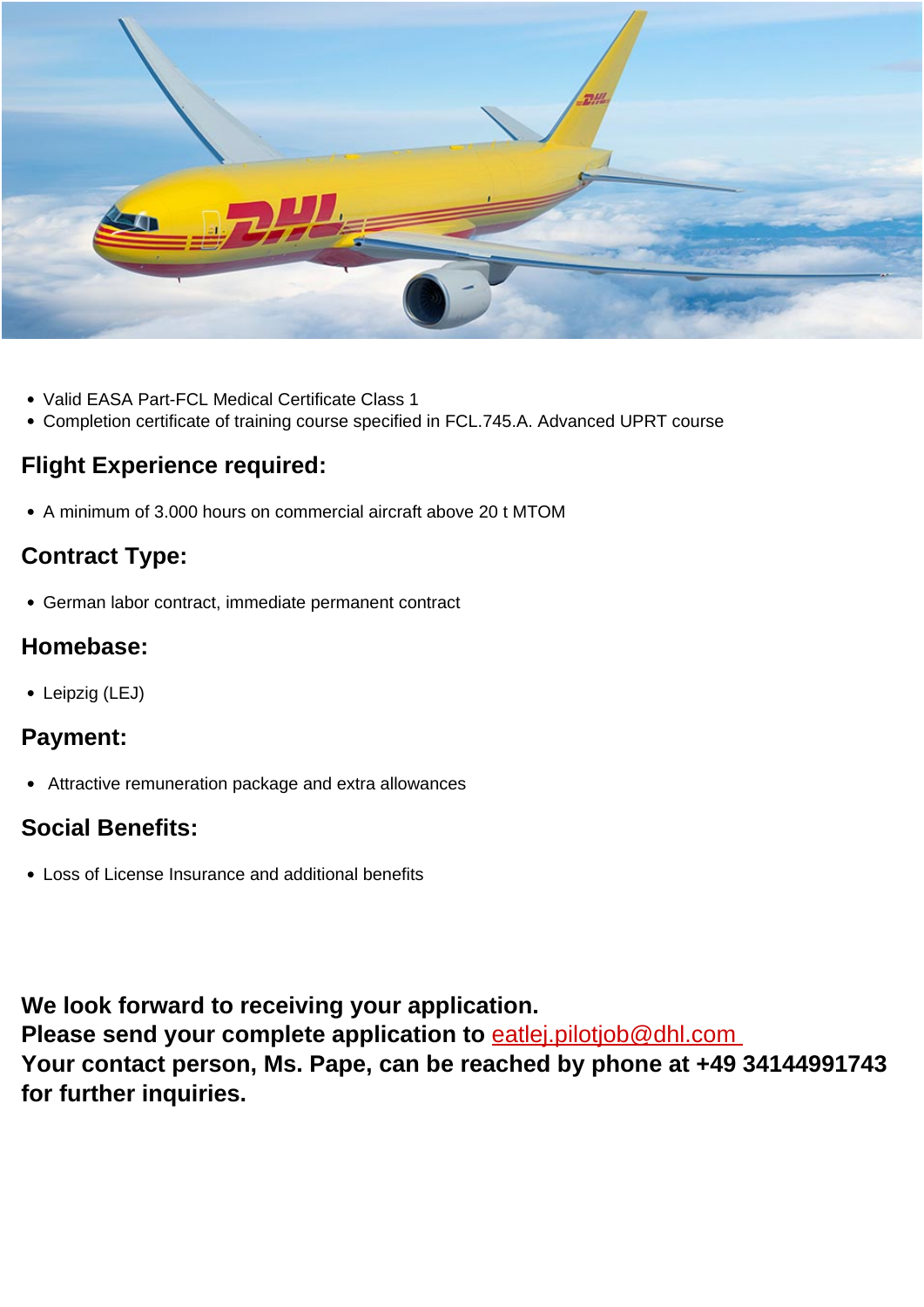- Valid EASA Part-FCL Medical Certificate Class 1
- Completion certificate of training course specified in FCL.745.A. Advanced UPRT course

## Flight Experience required:

- A minimum of 3.000 hours on commercial aircraft above 20 t MTOM

## Contract Type:

- German labor contract, immediate permanent contract

## Homebase:

- Leipzig (LEJ)

## Payment:

- Attractive remuneration package and extra allowances

## Social Benefits:

- Loss of License Insurance and additional benefits

**We look forward to receiving your application.**
**Please send your complete application to eatlej.pilotjob@dhl.com**
**Your contact person, Ms. Pape, can be reached by phone at +49 34144991743 for further inquiries.**